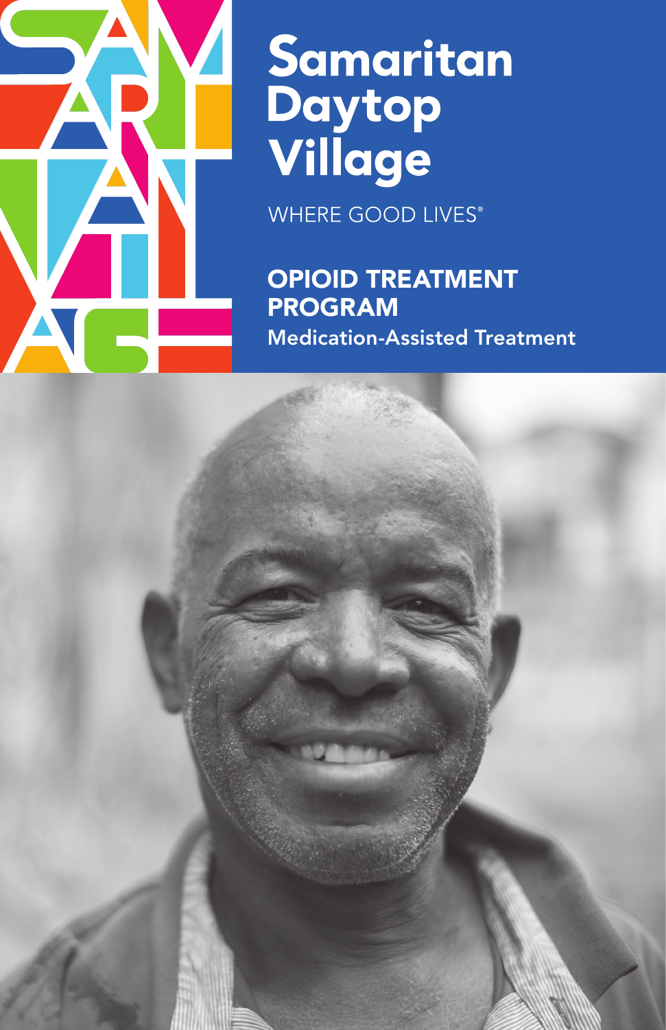# Samaritan Daytop Village

WHERE GOOD LIVES®

## OPIOID TREATMENT PROGRAM

### Medication-Assisted Treatment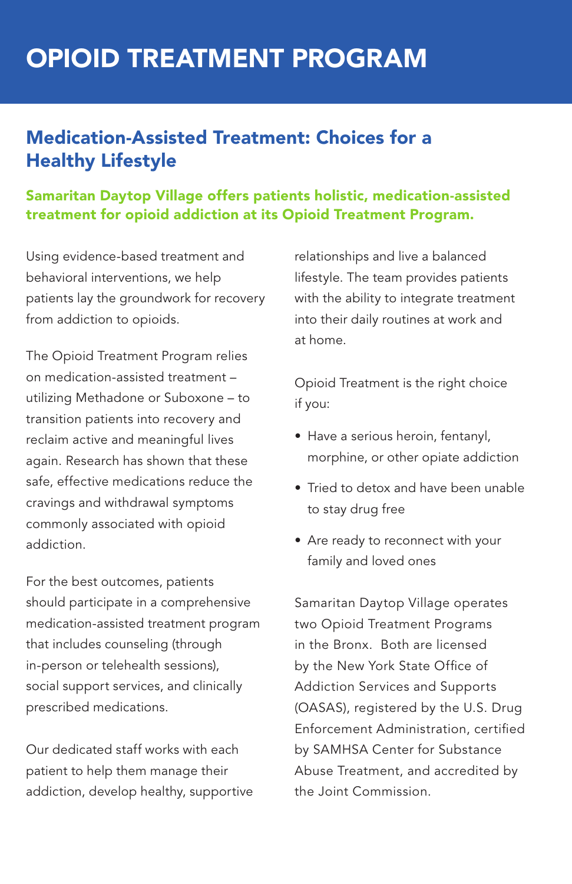# OPIOID TREATMENT PROGRAM

## Medication-Assisted Treatment: Choices for a Healthy Lifestyle

**Samaritan Daytop Village offers patients holistic, medication-assisted treatment for opioid addiction at its Opioid Treatment Program.**

Using evidence-based treatment and behavioral interventions, we help patients lay the groundwork for recovery from addiction to opioids.

The Opioid Treatment Program relies on medication-assisted treatment – utilizing Methadone or Suboxone – to transition patients into recovery and reclaim active and meaningful lives again. Research has shown that these safe, effective medications reduce the cravings and withdrawal symptoms commonly associated with opioid addiction.

For the best outcomes, patients should participate in a comprehensive medication-assisted treatment program that includes counseling (through in-person or telehealth sessions), social support services, and clinically prescribed medications.

Our dedicated staff works with each patient to help them manage their addiction, develop healthy, supportive relationships and live a balanced lifestyle. The team provides patients with the ability to integrate treatment into their daily routines at work and at home.

Opioid Treatment is the right choice if you:

- Have a serious heroin, fentanyl, morphine, or other opiate addiction
- Tried to detox and have been unable to stay drug free
- Are ready to reconnect with your family and loved ones

Samaritan Daytop Village operates two Opioid Treatment Programs in the Bronx. Both are licensed by the New York State Office of Addiction Services and Supports (OASAS), registered by the U.S. Drug Enforcement Administration, certified by SAMHSA Center for Substance Abuse Treatment, and accredited by the Joint Commission.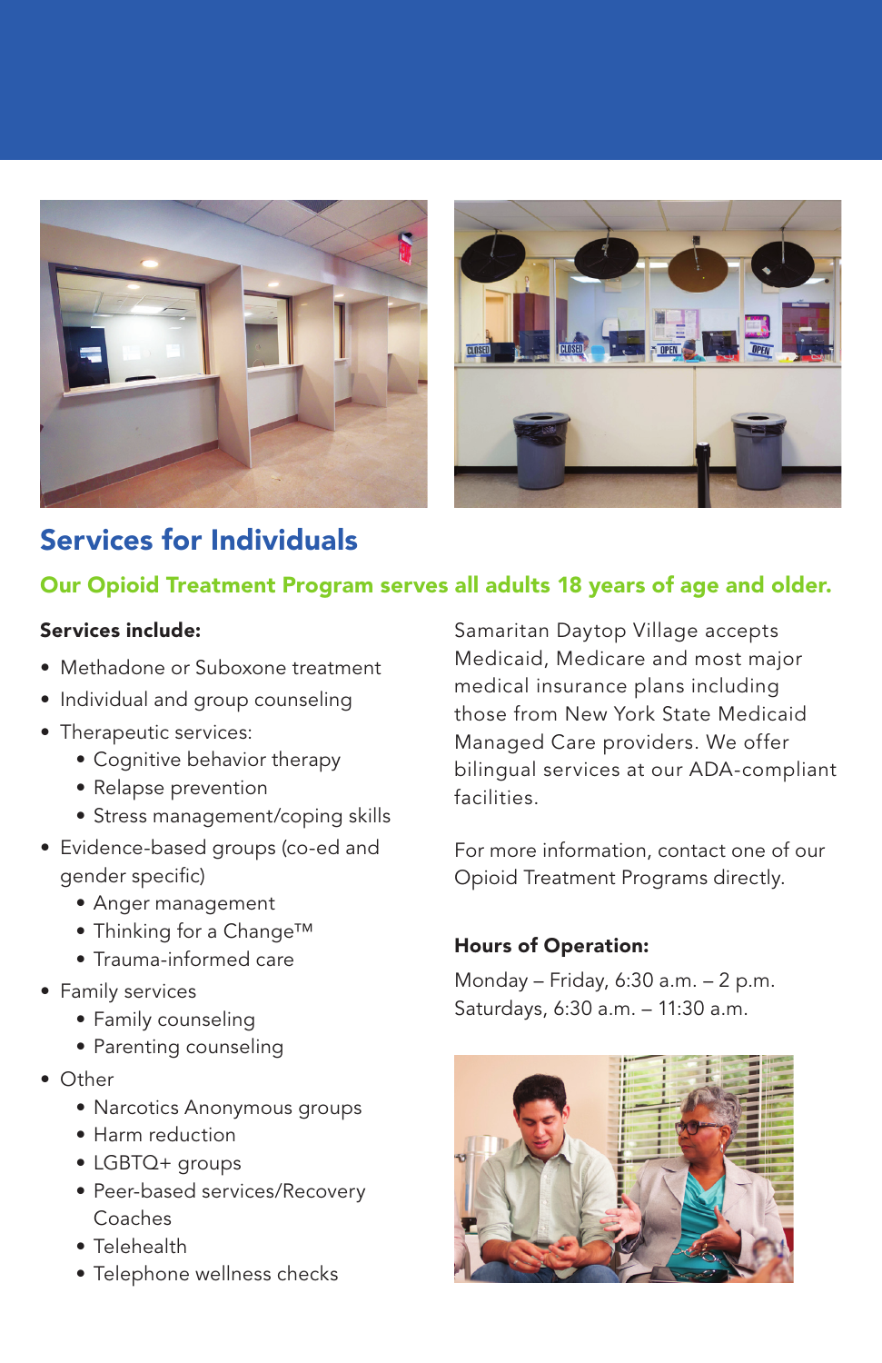## Services for Individuals

### Our Opioid Treatment Program serves all adults 18 years of age and older.

**Services include:**

- Methadone or Suboxone treatment
- Individual and group counseling
- Therapeutic services:
  - Cognitive behavior therapy
  - Relapse prevention
  - Stress management/coping skills
- Evidence-based groups (co-ed and gender specific)
  - Anger management
  - Thinking for a Change™
  - Trauma-informed care
- Family services
  - Family counseling
  - Parenting counseling
- Other
  - Narcotics Anonymous groups
  - Harm reduction
  - LGBTQ+ groups
  - Peer-based services/Recovery Coaches
  - Telehealth
  - Telephone wellness checks

Samaritan Daytop Village accepts Medicaid, Medicare and most major medical insurance plans including those from New York State Medicaid Managed Care providers. We offer bilingual services at our ADA-compliant facilities.

For more information, contact one of our Opioid Treatment Programs directly.

**Hours of Operation:**

Monday – Friday, 6:30 a.m. – 2 p.m.
Saturdays, 6:30 a.m. – 11:30 a.m.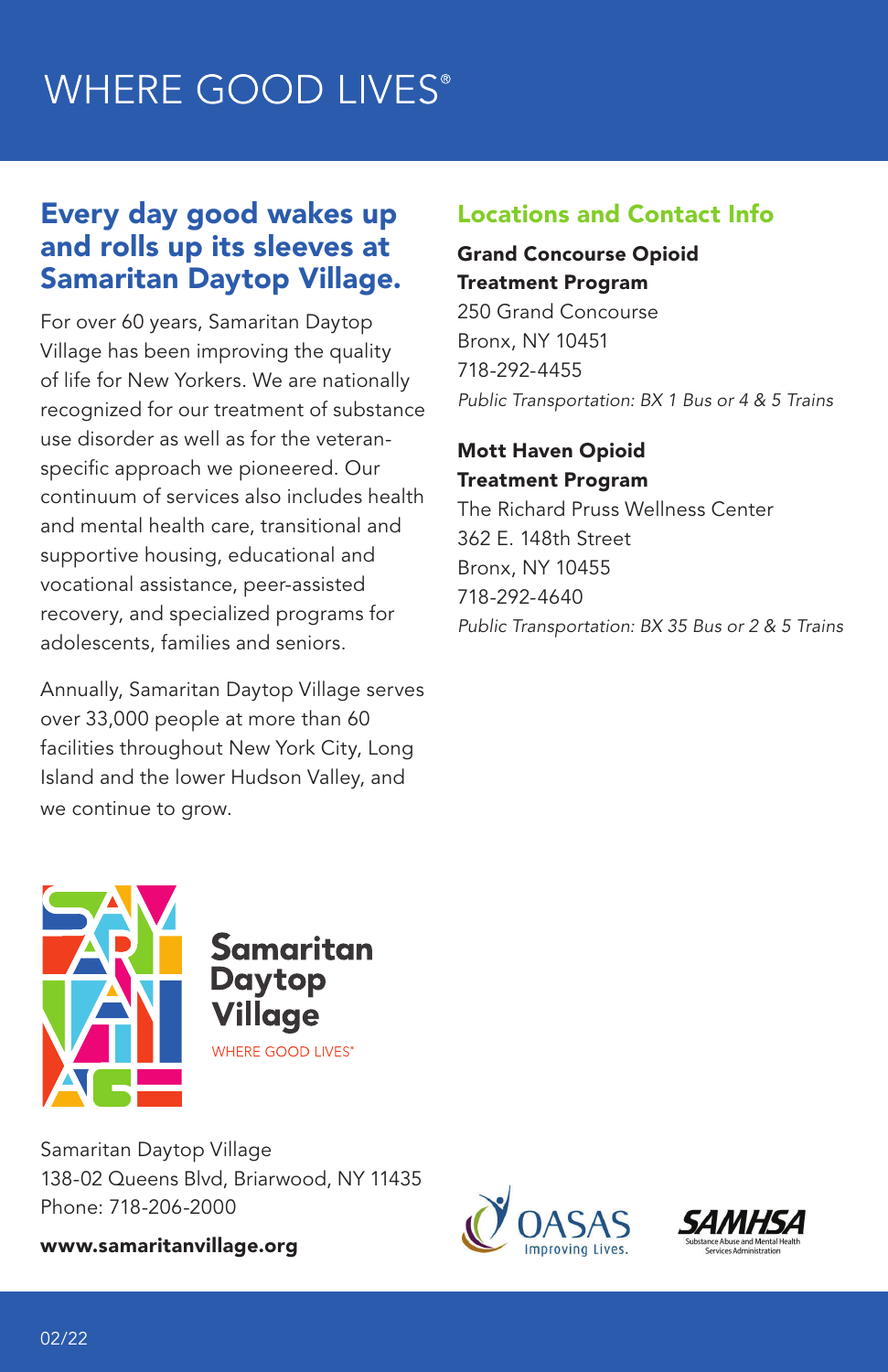# WHERE GOOD LIVES®

## Every day good wakes up and rolls up its sleeves at Samaritan Daytop Village.

For over 60 years, Samaritan Daytop Village has been improving the quality of life for New Yorkers. We are nationally recognized for our treatment of substance use disorder as well as for the veteran-specific approach we pioneered. Our continuum of services also includes health and mental health care, transitional and supportive housing, educational and vocational assistance, peer-assisted recovery, and specialized programs for adolescents, families and seniors.

Annually, Samaritan Daytop Village serves over 33,000 people at more than 60 facilities throughout New York City, Long Island and the lower Hudson Valley, and we continue to grow.

## Locations and Contact Info

**Grand Concourse Opioid Treatment Program**
250 Grand Concourse
Bronx, NY 10451
718-292-4455
*Public Transportation: BX 1 Bus or 4 & 5 Trains*

**Mott Haven Opioid Treatment Program**
The Richard Pruss Wellness Center
362 E. 148th Street
Bronx, NY 10455
718-292-4640
*Public Transportation: BX 35 Bus or 2 & 5 Trains*

**Samaritan Daytop Village**
WHERE GOOD LIVES®

Samaritan Daytop Village
138-02 Queens Blvd, Briarwood, NY 11435
Phone: 718-206-2000

**www.samaritanvillage.org**

OASAS Improving Lives.

SAMHSA Substance Abuse and Mental Health Services Administration

02/22